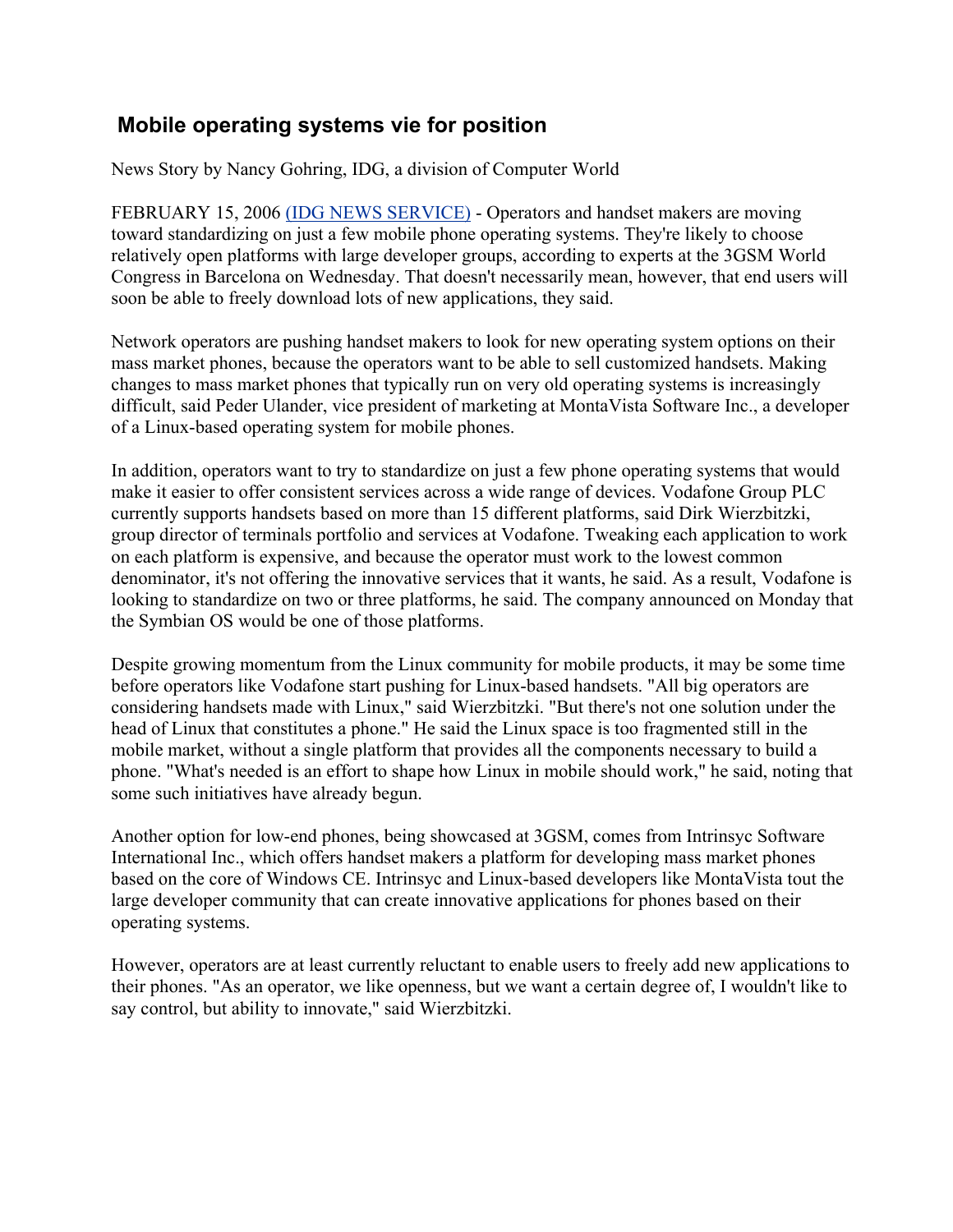# Mobile operating systems vie for position

News Story by Nancy Gohring, IDG, a division of Computer World

FEBRUARY 15, 2006 (IDG NEWS SERVICE) - Operators and handset makers are moving toward standardizing on just a few mobile phone operating systems. They're likely to choose relatively open platforms with large developer groups, according to experts at the 3GSM World Congress in Barcelona on Wednesday. That doesn't necessarily mean, however, that end users will soon be able to freely download lots of new applications, they said.

Network operators are pushing handset makers to look for new operating system options on their mass market phones, because the operators want to be able to sell customized handsets. Making changes to mass market phones that typically run on very old operating systems is increasingly difficult, said Peder Ulander, vice president of marketing at MontaVista Software Inc., a developer of a Linux-based operating system for mobile phones.

In addition, operators want to try to standardize on just a few phone operating systems that would make it easier to offer consistent services across a wide range of devices. Vodafone Group PLC currently supports handsets based on more than 15 different platforms, said Dirk Wierzbitzki, group director of terminals portfolio and services at Vodafone. Tweaking each application to work on each platform is expensive, and because the operator must work to the lowest common denominator, it's not offering the innovative services that it wants, he said. As a result, Vodafone is looking to standardize on two or three platforms, he said. The company announced on Monday that the Symbian OS would be one of those platforms.

Despite growing momentum from the Linux community for mobile products, it may be some time before operators like Vodafone start pushing for Linux-based handsets. "All big operators are considering handsets made with Linux," said Wierzbitzki. "But there's not one solution under the head of Linux that constitutes a phone." He said the Linux space is too fragmented still in the mobile market, without a single platform that provides all the components necessary to build a phone. "What's needed is an effort to shape how Linux in mobile should work," he said, noting that some such initiatives have already begun.

Another option for low-end phones, being showcased at 3GSM, comes from Intrinsyc Software International Inc., which offers handset makers a platform for developing mass market phones based on the core of Windows CE. Intrinsyc and Linux-based developers like MontaVista tout the large developer community that can create innovative applications for phones based on their operating systems.

However, operators are at least currently reluctant to enable users to freely add new applications to their phones. "As an operator, we like openness, but we want a certain degree of, I wouldn't like to say control, but ability to innovate," said Wierzbitzki.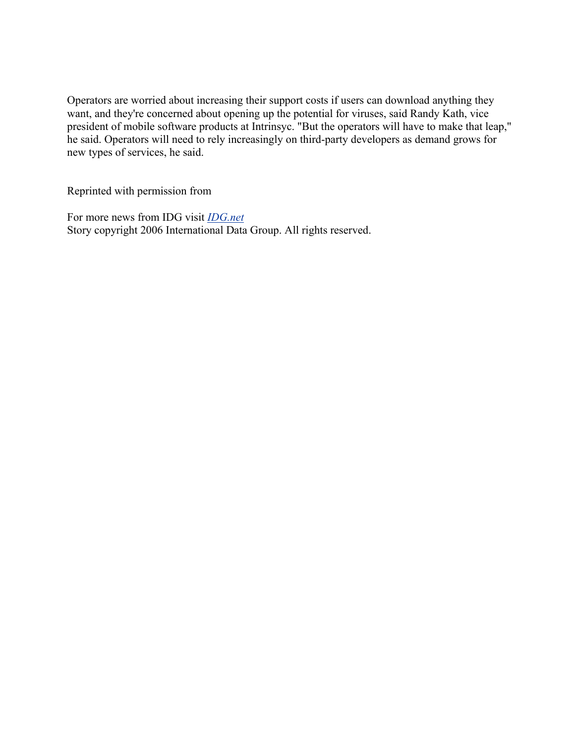Operators are worried about increasing their support costs if users can download anything they want, and they're concerned about opening up the potential for viruses, said Randy Kath, vice president of mobile software products at Intrinsyc. "But the operators will have to make that leap," he said. Operators will need to rely increasingly on third-party developers as demand grows for new types of services, he said.

Reprinted with permission from

For more news from IDG visit *IDG.net*
Story copyright 2006 International Data Group. All rights reserved.